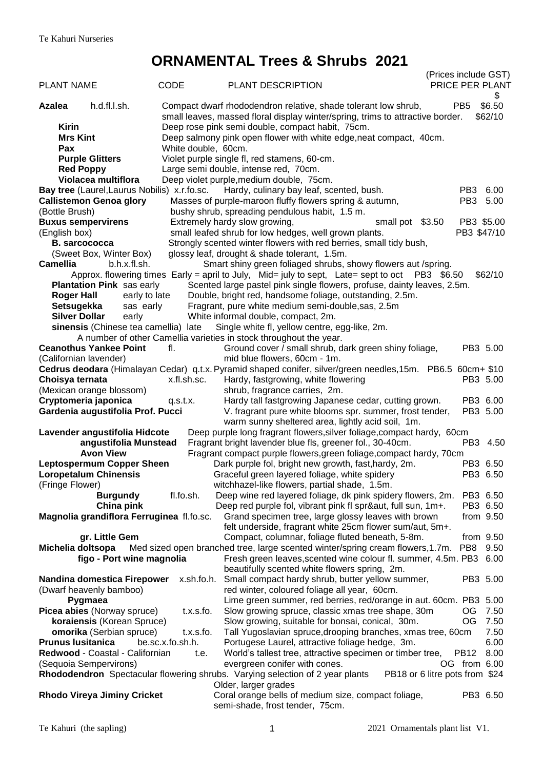Te Kahuri Nurseries

# ORNAMENTAL Trees & Shrubs 2021

(Prices include GST)

| PLANT NAME | CODE | PLANT DESCRIPTION | | PRICE PER PLANT $ |
|---|---|---|---|---|
| **Azalea** | h.d.fl.l.sh. | Compact dwarf rhododendron relative, shade tolerant low shrub, small leaves, massed floral display winter/spring, trims to attractive border. | PB5 | $6.50 $62/10 |
| **Kirin** | | Deep rose pink semi double, compact habit, 75cm. | | |
| **Mrs Kint** | | Deep salmony pink open flower with white edge,neat compact, 40cm. | | |
| **Pax** | | White double, 60cm. | | |
| **Purple Glitters** | | Violet purple single fl, red stamens, 60-cm. | | |
| **Red Poppy** | | Large semi double, intense red, 70cm. | | |
| **Violacea multiflora** | | Deep violet purple,medium double, 75cm. | | |
| **Bay tree** (Laurel,Laurus Nobilis) | x.r.fo.sc. | Hardy, culinary bay leaf, scented, bush. | PB3 | 6.00 |
| **Callistemon Genoa glory** (Bottle Brush) | | Masses of purple-maroon fluffy flowers spring & autumn, bushy shrub, spreading pendulous habit, 1.5 m. | PB3 | 5.00 |
| **Buxus sempervirens** (English box) | | Extremely hardy slow growing, small leafed shrub for low hedges, well grown plants. small pot $3.50 | PB3 | $5.00 $47/10 |
| **B. sarcococca** (Sweet Box, Winter Box) | | Strongly scented winter flowers with red berries, small tidy bush, glossy leaf, drought & shade tolerant, 1.5m. | | |
| **Camellia** | b.h.x.fl.sh. | Smart shiny green foliaged shrubs, showy flowers aut /spring. Approx. flowering times Early = april to July, Mid= july to sept, Late= sept to oct | PB3 | $6.50 $62/10 |
| **Plantation Pink** | sas early | Scented large pastel pink single flowers, profuse, dainty leaves, 2.5m. | | |
| **Roger Hall** | early to late | Double, bright red, handsome foliage, outstanding, 2.5m. | | |
| **Setsugekka** | sas early | Fragrant, pure white medium semi-double,sas, 2.5m | | |
| **Silver Dollar** | early | White informal double, compact, 2m. | | |
| **sinensis** (Chinese tea camellia) | late | Single white fl, yellow centre, egg-like, 2m. | | |
| | | A number of other Camellia varieties in stock throughout the year. | | |
| **Ceanothus Yankee Point** (Californian lavender) | fl. | Ground cover / small shrub, dark green shiny foliage, mid blue flowers, 60cm - 1m. | PB3 | 5.00 |
| **Cedrus deodara** (Himalayan Cedar) | q.t.x. | Pyramid shaped conifer, silver/green needles,15m. | PB6.5 60cm+ | $10 |
| **Choisya ternata** (Mexican orange blossom) | x.fl.sh.sc. | Hardy, fastgrowing, white flowering shrub, fragrance carries, 2m. | PB3 | 5.00 |
| **Cryptomeria japonica** | q.s.t.x. | Hardy tall fastgrowing Japanese cedar, cutting grown. | PB3 | 6.00 |
| **Gardenia augustifolia Prof. Pucci** | | V. fragrant pure white blooms spr. summer, frost tender, warm sunny sheltered area, lightly acid soil, 1m. | PB3 | 5.00 |
| **Lavender angustifolia Hidcote** | | Deep purple long fragrant flowers,silver foliage,compact hardy, 60cm | | |
| **angustifolia Munstead** | | Fragrant bright lavender blue fls, greener fol., 30-40cm. | PB3 | 4.50 |
| **Avon View** | | Fragrant compact purple flowers,green foliage,compact hardy, 70cm | | |
| **Leptospermum Copper Sheen** | | Dark purple fol, bright new growth, fast,hardy, 2m. | PB3 | 6.50 |
| **Loropetalum Chinensis** (Fringe Flower) | | Graceful green layered foliage, white spidery witchhazel-like flowers, partial shade, 1.5m. | PB3 | 6.50 |
| **Burgundy** | fl.fo.sh. | Deep wine red layered foliage, dk pink spidery flowers, 2m. | PB3 | 6.50 |
| **China pink** | | Deep red purple fol, vibrant pink fl spr&aut, full sun, 1m+. | PB3 | 6.50 |
| **Magnolia grandiflora Ferruginea** | fl.fo.sc. | Grand specimen tree, large glossy leaves with brown felt underside, fragrant white 25cm flower sum/aut, 5m+. | | from 9.50 |
| **gr. Little Gem** | | Compact, columnar, foliage fluted beneath, 5-8m. | | from 9.50 |
| **Michelia doltsopa** | | Med sized open branched tree, large scented winter/spring cream flowers,1.7m. | PB8 | 9.50 |
| **figo - Port wine magnolia** | | Fresh green leaves,scented wine colour fl. summer, 4.5m. | PB3 | 6.00 |
| | | beautifully scented white flowers spring, 2m. | | |
| **Nandina domestica Firepower** (Dwarf heavenly bamboo) | x.sh.fo.h. | Small compact hardy shrub, butter yellow summer, red winter, coloured foliage all year, 60cm. | PB3 | 5.00 |
| **Pygmaea** | | Lime green summer, red berries, red/orange in aut. 60cm. | PB3 | 5.00 |
| **Picea abies** (Norway spruce) | t.x.s.fo. | Slow growing spruce, classic xmas tree shape, 30m | OG | 7.50 |
| **koraiensis** (Korean Spruce) | | Slow growing, suitable for bonsai, conical, 30m. | OG | 7.50 |
| **omorika** (Serbian spruce) | t.x.s.fo. | Tall Yugoslavian spruce,drooping branches, xmas tree, 60cm | | 7.50 |
| **Prunus lusitanica** | be.sc.x.fo.sh.h. | Portugese Laurel, attractive foliage hedge, 3m. | | 6.00 |
| **Redwood** - Coastal - Californian (Sequoia Sempervirons) | t.e. | World's tallest tree, attractive specimen or timber tree, evergreen conifer with cones. | PB12 / OG | 8.00 / from 6.00 |
| **Rhododendron** | | Spectacular flowering shrubs. Varying selection of 2 year plants. Older, larger grades | PB18 or 6 litre pots | from $24 |
| **Rhodo Vireya Jiminy Cricket** | | Coral orange bells of medium size, compact foliage, semi-shade, frost tender, 75cm. | PB3 | 6.50 |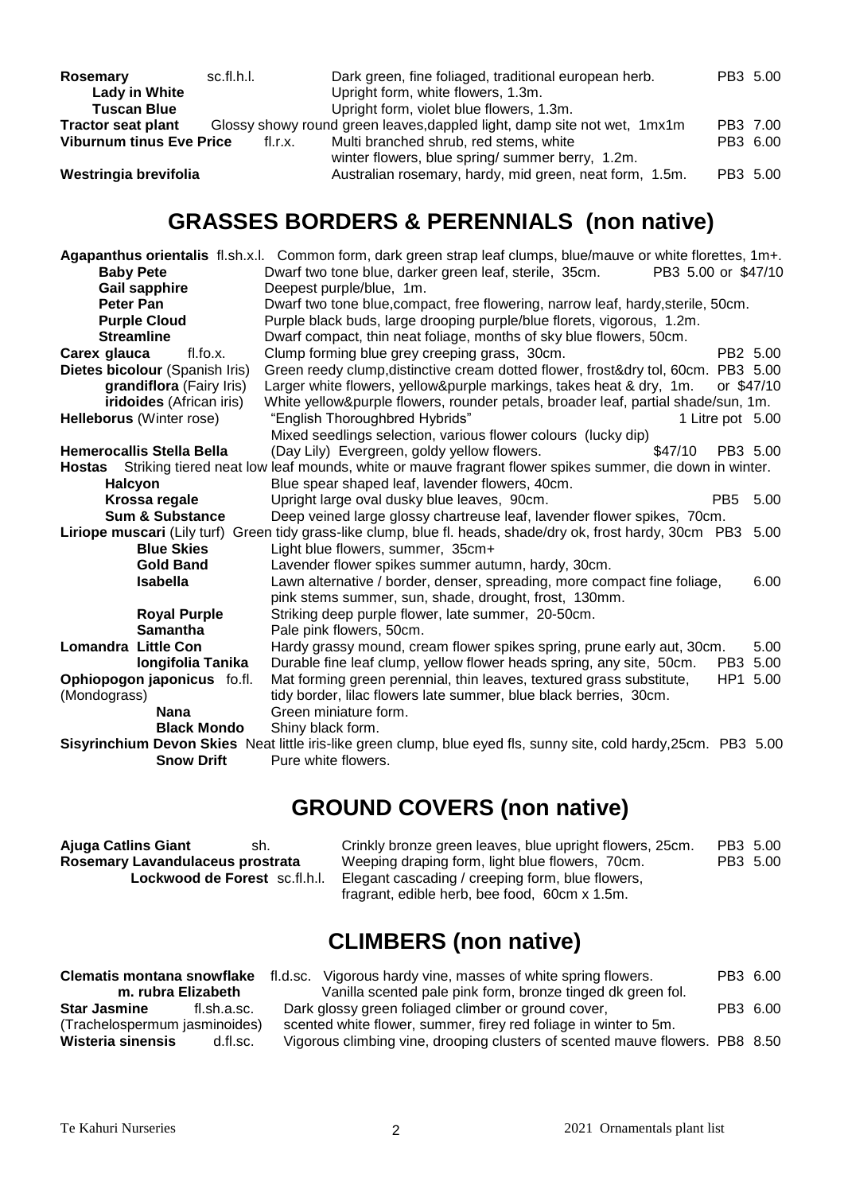| | | | |
|---|---|---|---|
| **Rosemary** | sc.fl.h.l. | Dark green, fine foliaged, traditional european herb. | PB3 5.00 |
| **Lady in White** | | Upright form, white flowers, 1.3m. | |
| **Tuscan Blue** | | Upright form, violet blue flowers, 1.3m. | |
| **Tractor seat plant** | | Glossy showy round green leaves,dappled light, damp site not wet, 1mx1m | PB3 7.00 |
| **Viburnum tinus Eve Price** | fl.r.x. | Multi branched shrub, red stems, white winter flowers, blue spring/ summer berry, 1.2m. | PB3 6.00 |
| **Westringia brevifolia** | | Australian rosemary, hardy, mid green, neat form, 1.5m. | PB3 5.00 |

## GRASSES BORDERS & PERENNIALS (non native)

| | | | |
|---|---|---|---|
| **Agapanthus orientalis** | fl.sh.x.l. | Common form, dark green strap leaf clumps, blue/mauve or white florettes, 1m+. | |
| **Baby Pete** | | Dwarf two tone blue, darker green leaf, sterile, 35cm. | PB3 5.00 or $47/10 |
| **Gail sapphire** | | Deepest purple/blue, 1m. | |
| **Peter Pan** | | Dwarf two tone blue,compact, free flowering, narrow leaf, hardy,sterile, 50cm. | |
| **Purple Cloud** | | Purple black buds, large drooping purple/blue florets, vigorous, 1.2m. | |
| **Streamline** | | Dwarf compact, thin neat foliage, months of sky blue flowers, 50cm. | |
| **Carex glauca** | fl.fo.x. | Clump forming blue grey creeping grass, 30cm. | PB2 5.00 |
| **Dietes bicolour** (Spanish Iris) | | Green reedy clump,distinctive cream dotted flower, frost&dry tol, 60cm. | PB3 5.00 |
| **grandiflora** (Fairy Iris) | | Larger white flowers, yellow&purple markings, takes heat & dry, 1m. | or $47/10 |
| **iridoides** (African iris) | | White yellow&purple flowers, rounder petals, broader leaf, partial shade/sun, 1m. | |
| **Helleborus** (Winter rose) | | "English Thoroughbred Hybrids" Mixed seedlings selection, various flower colours (lucky dip) | 1 Litre pot 5.00 |
| **Hemerocallis Stella Bella** | | (Day Lily) Evergreen, goldy yellow flowers. $47/10 | PB3 5.00 |
| **Hostas** | | Striking tiered neat low leaf mounds, white or mauve fragrant flower spikes summer, die down in winter. | |
| **Halcyon** | | Blue spear shaped leaf, lavender flowers, 40cm. | |
| **Krossa regale** | | Upright large oval dusky blue leaves, 90cm. | PB5 5.00 |
| **Sum & Substance** | | Deep veined large glossy chartreuse leaf, lavender flower spikes, 70cm. | |
| **Liriope muscari** (Lily turf) | | Green tidy grass-like clump, blue fl. heads, shade/dry ok, frost hardy, 30cm | PB3 5.00 |
| **Blue Skies** | | Light blue flowers, summer, 35cm+ | |
| **Gold Band** | | Lavender flower spikes summer autumn, hardy, 30cm. | |
| **Isabella** | | Lawn alternative / border, denser, spreading, more compact fine foliage, pink stems summer, sun, shade, drought, frost, 130mm. | 6.00 |
| **Royal Purple** | | Striking deep purple flower, late summer, 20-50cm. | |
| **Samantha** | | Pale pink flowers, 50cm. | |
| **Lomandra Little Con** | | Hardy grassy mound, cream flower spikes spring, prune early aut, 30cm. | 5.00 |
| **longifolia Tanika** | | Durable fine leaf clump, yellow flower heads spring, any site, 50cm. | PB3 5.00 |
| **Ophiopogon japonicus** (Mondograss) | fo.fl. | Mat forming green perennial, thin leaves, textured grass substitute, tidy border, lilac flowers late summer, blue black berries, 30cm. | HP1 5.00 |
| **Nana** | | Green miniature form. | |
| **Black Mondo** | | Shiny black form. | |
| **Sisyrinchium Devon Skies** | | Neat little iris-like green clump, blue eyed fls, sunny site, cold hardy,25cm. | PB3 5.00 |
| **Snow Drift** | | Pure white flowers. | |

## GROUND COVERS (non native)

| | | | |
|---|---|---|---|
| **Ajuga Catlins Giant** | sh. | Crinkly bronze green leaves, blue upright flowers, 25cm. | PB3 5.00 |
| **Rosemary Lavandulaceus prostrata** | | Weeping draping form, light blue flowers, 70cm. | PB3 5.00 |
| **Lockwood de Forest** | sc.fl.h.l. | Elegant cascading / creeping form, blue flowers, fragrant, edible herb, bee food, 60cm x 1.5m. | |

## CLIMBERS (non native)

| | | | |
|---|---|---|---|
| **Clematis montana snowflake** | fl.d.sc. | Vigorous hardy vine, masses of white spring flowers. | PB3 6.00 |
| **m. rubra Elizabeth** | | Vanilla scented pale pink form, bronze tinged dk green fol. | |
| **Star Jasmine** (Trachelospermum jasminoides) | fl.sh.a.sc. | Dark glossy green foliaged climber or ground cover, scented white flower, summer, firey red foliage in winter to 5m. | PB3 6.00 |
| **Wisteria sinensis** | d.fl.sc. | Vigorous climbing vine, drooping clusters of scented mauve flowers. | PB8 8.50 |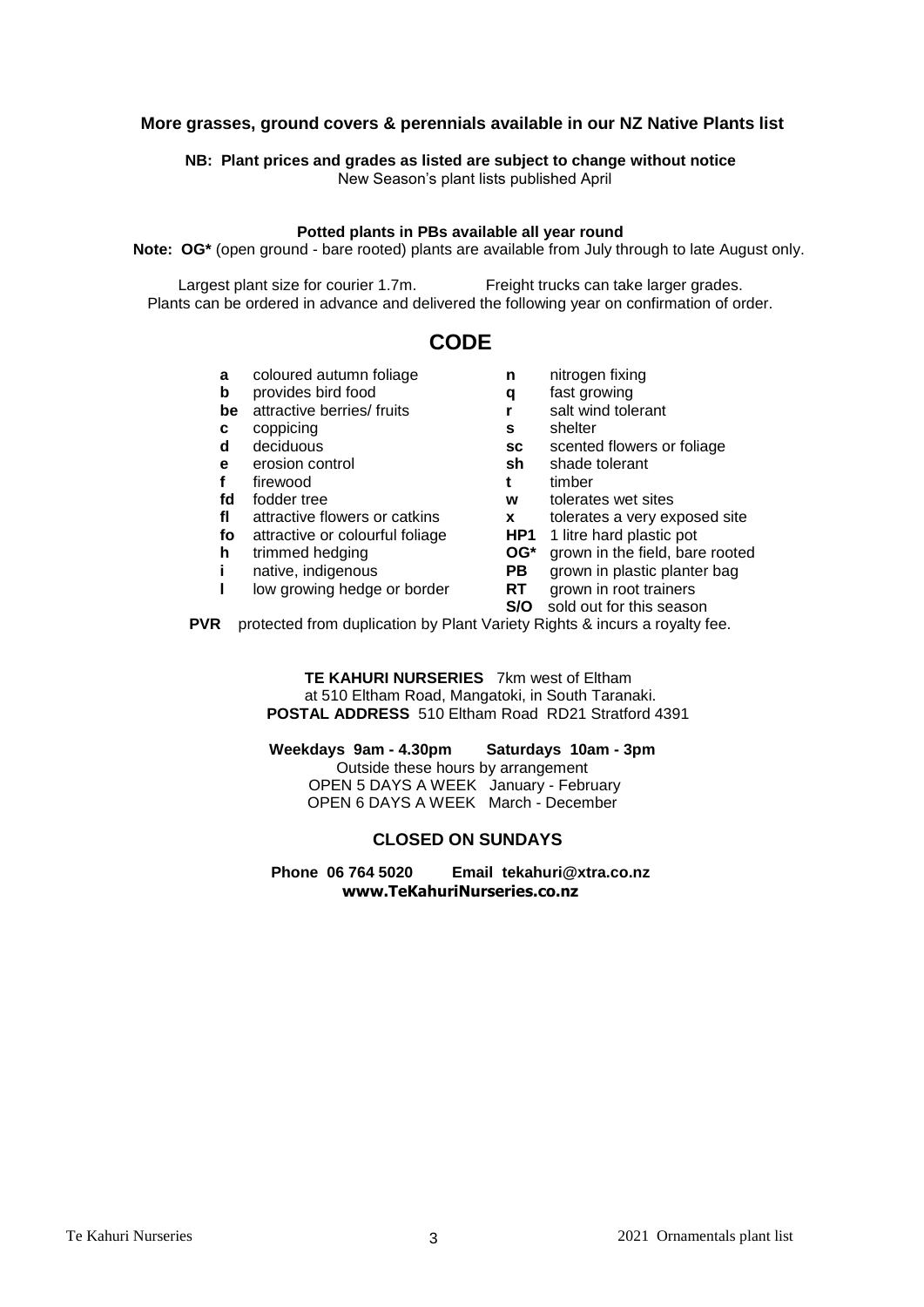**More grasses, ground covers & perennials available in our NZ Native Plants list**

**NB: Plant prices and grades as listed are subject to change without notice**
New Season's plant lists published April

**Potted plants in PBs available all year round**

**Note: OG*** (open ground - bare rooted) plants are available from July through to late August only.

Largest plant size for courier 1.7m. Freight trucks can take larger grades.
Plants can be ordered in advance and delivered the following year on confirmation of order.

# CODE

| | | | |
|---|---|---|---|
| **a** | coloured autumn foliage | **n** | nitrogen fixing |
| **b** | provides bird food | **q** | fast growing |
| **be** | attractive berries/ fruits | **r** | salt wind tolerant |
| **c** | coppicing | **s** | shelter |
| **d** | deciduous | **sc** | scented flowers or foliage |
| **e** | erosion control | **sh** | shade tolerant |
| **f** | firewood | **t** | timber |
| **fd** | fodder tree | **w** | tolerates wet sites |
| **fl** | attractive flowers or catkins | **x** | tolerates a very exposed site |
| **fo** | attractive or colourful foliage | **HP1** | 1 litre hard plastic pot |
| **h** | trimmed hedging | **OG*** | grown in the field, bare rooted |
| **i** | native, indigenous | **PB** | grown in plastic planter bag |
| **l** | low growing hedge or border | **RT** | grown in root trainers |
| | | **S/O** | sold out for this season |

**PVR** protected from duplication by Plant Variety Rights & incurs a royalty fee.

**TE KAHURI NURSERIES** 7km west of Eltham
at 510 Eltham Road, Mangatoki, in South Taranaki.
**POSTAL ADDRESS** 510 Eltham Road RD21 Stratford 4391

**Weekdays 9am - 4.30pm Saturdays 10am - 3pm**
Outside these hours by arrangement
OPEN 5 DAYS A WEEK January - February
OPEN 6 DAYS A WEEK March - December

**CLOSED ON SUNDAYS**

**Phone 06 764 5020 Email tekahuri@xtra.co.nz**
**www.TeKahuriNurseries.co.nz**